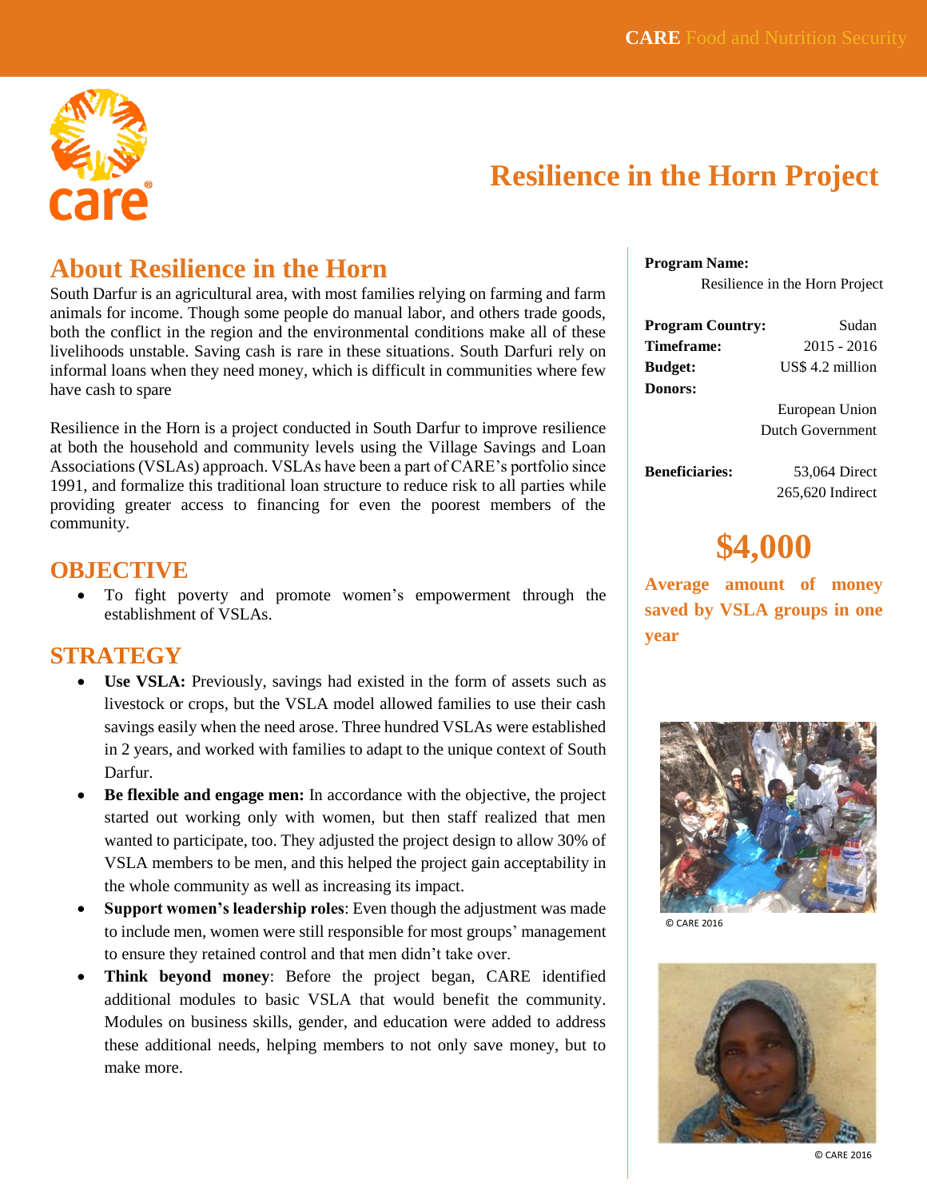# Resilience in the Horn Project

## About Resilience in the Horn

South Darfur is an agricultural area, with most families relying on farming and farm animals for income. Though some people do manual labor, and others trade goods, both the conflict in the region and the environmental conditions make all of these livelihoods unstable. Saving cash is rare in these situations. South Darfuri rely on informal loans when they need money, which is difficult in communities where few have cash to spare

Resilience in the Horn is a project conducted in South Darfur to improve resilience at both the household and community levels using the Village Savings and Loan Associations (VSLAs) approach. VSLAs have been a part of CARE's portfolio since 1991, and formalize this traditional loan structure to reduce risk to all parties while providing greater access to financing for even the poorest members of the community.

## OBJECTIVE

- To fight poverty and promote women's empowerment through the establishment of VSLAs.

## STRATEGY

- **Use VSLA:** Previously, savings had existed in the form of assets such as livestock or crops, but the VSLA model allowed families to use their cash savings easily when the need arose. Three hundred VSLAs were established in 2 years, and worked with families to adapt to the unique context of South Darfur.
- **Be flexible and engage men:** In accordance with the objective, the project started out working only with women, but then staff realized that men wanted to participate, too. They adjusted the project design to allow 30% of VSLA members to be men, and this helped the project gain acceptability in the whole community as well as increasing its impact.
- **Support women's leadership roles**: Even though the adjustment was made to include men, women were still responsible for most groups' management to ensure they retained control and that men didn't take over.
- **Think beyond money**: Before the project began, CARE identified additional modules to basic VSLA that would benefit the community. Modules on business skills, gender, and education were added to address these additional needs, helping members to not only save money, but to make more.

**Program Name:**
Resilience in the Horn Project

| | |
|---|---|
| **Program Country:** | Sudan |
| **Timeframe:** | 2015 - 2016 |
| **Budget:** | US$ 4.2 million |
| **Donors:** | European Union<br>Dutch Government |
| **Beneficiaries:** | 53,064 Direct<br>265,620 Indirect |

## $4,000

**Average amount of money saved by VSLA groups in one year**

© CARE 2016

© CARE 2016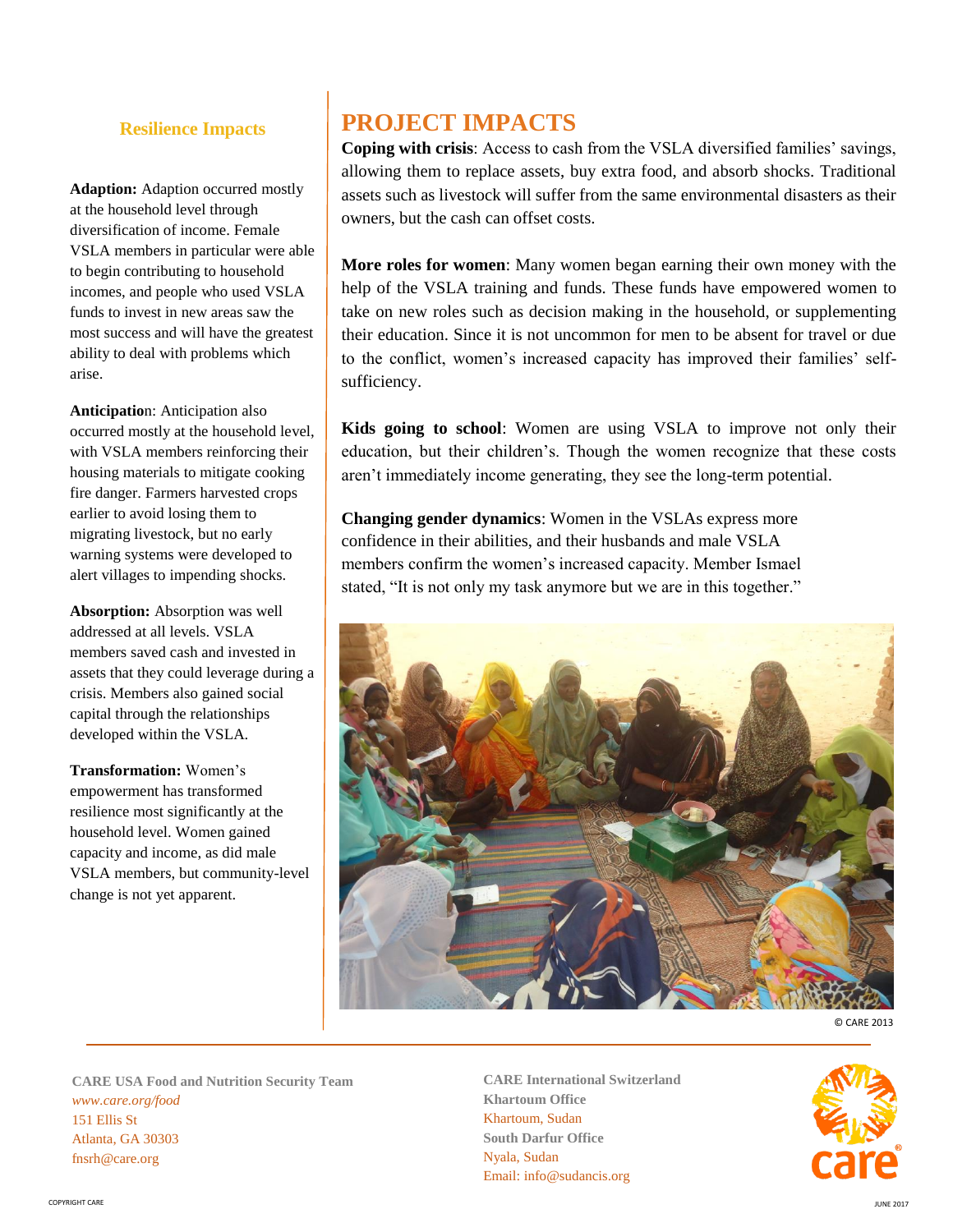## Resilience Impacts

**Adaption:** Adaption occurred mostly at the household level through diversification of income. Female VSLA members in particular were able to begin contributing to household incomes, and people who used VSLA funds to invest in new areas saw the most success and will have the greatest ability to deal with problems which arise.

**Anticipation**: Anticipation also occurred mostly at the household level, with VSLA members reinforcing their housing materials to mitigate cooking fire danger. Farmers harvested crops earlier to avoid losing them to migrating livestock, but no early warning systems were developed to alert villages to impending shocks.

**Absorption:** Absorption was well addressed at all levels. VSLA members saved cash and invested in assets that they could leverage during a crisis. Members also gained social capital through the relationships developed within the VSLA.

**Transformation:** Women's empowerment has transformed resilience most significantly at the household level. Women gained capacity and income, as did male VSLA members, but community-level change is not yet apparent.

# PROJECT IMPACTS

**Coping with crisis**: Access to cash from the VSLA diversified families' savings, allowing them to replace assets, buy extra food, and absorb shocks. Traditional assets such as livestock will suffer from the same environmental disasters as their owners, but the cash can offset costs.

**More roles for women**: Many women began earning their own money with the help of the VSLA training and funds. These funds have empowered women to take on new roles such as decision making in the household, or supplementing their education. Since it is not uncommon for men to be absent for travel or due to the conflict, women's increased capacity has improved their families' self-sufficiency.

**Kids going to school**: Women are using VSLA to improve not only their education, but their children's. Though the women recognize that these costs aren't immediately income generating, they see the long-term potential.

**Changing gender dynamics**: Women in the VSLAs express more confidence in their abilities, and their husbands and male VSLA members confirm the women's increased capacity. Member Ismael stated, "It is not only my task anymore but we are in this together."

© CARE 2013

**CARE USA Food and Nutrition Security Team**
*www.care.org/food*
151 Ellis St
Atlanta, GA 30303
fnsrh@care.org

**CARE International Switzerland**
**Khartoum Office**
Khartoum, Sudan
**South Darfur Office**
Nyala, Sudan
Email: info@sudancis.org

care

COPYRIGHT CARE

JUNE 2017